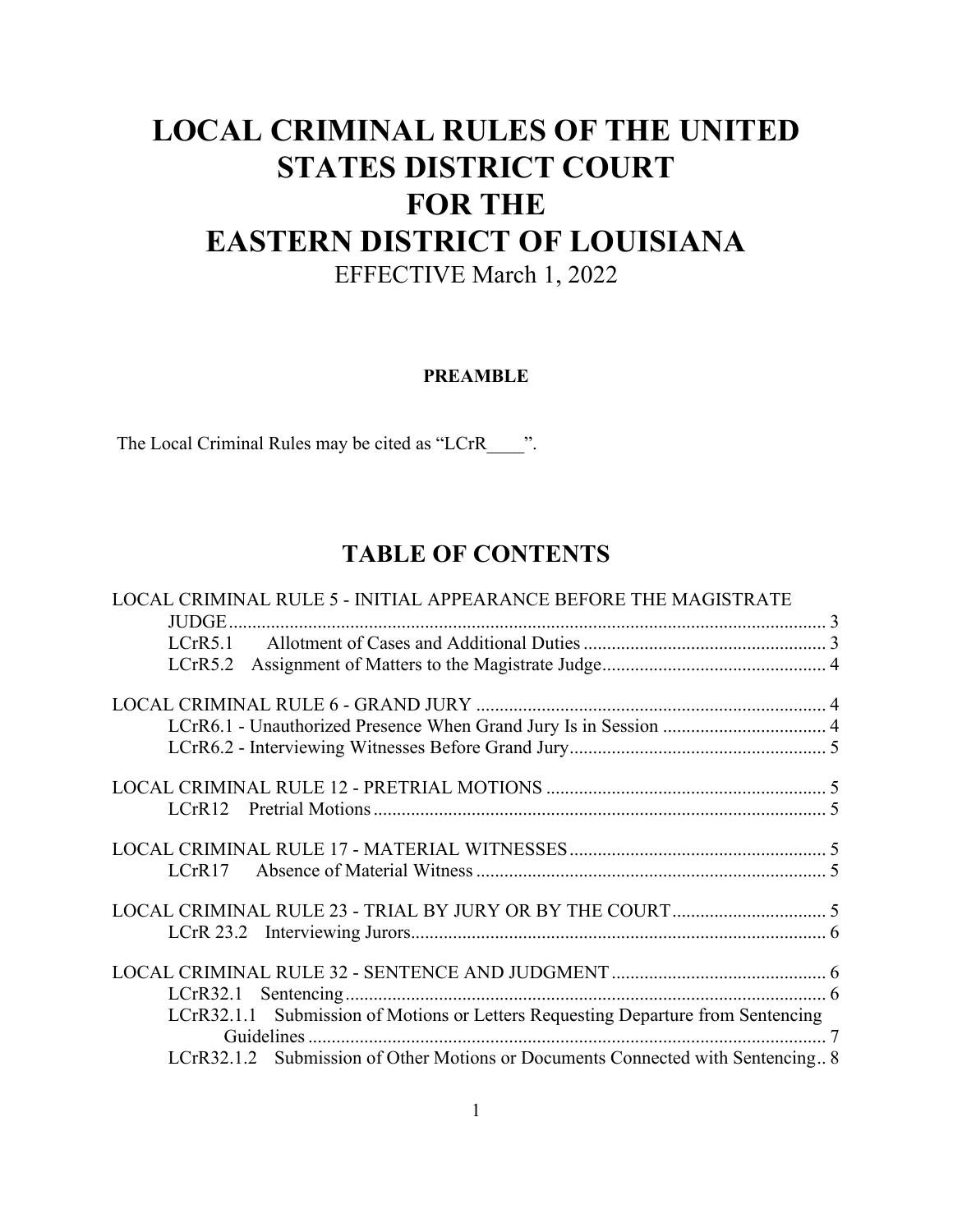# LOCAL CRIMINAL RULES OF THE UNITED STATES DISTRICT COURT FOR THE EASTERN DISTRICT OF LOUISIANA

EFFECTIVE March 1, 2022

## PREAMBLE

The Local Criminal Rules may be cited as "LCrR____".

## TABLE OF CONTENTS

LOCAL CRIMINAL RULE 5 - INITIAL APPEARANCE BEFORE THE MAGISTRATE JUDGE ........ 3
- LCrR5.1 Allotment of Cases and Additional Duties ........ 3
- LCrR5.2 Assignment of Matters to the Magistrate Judge ........ 4

LOCAL CRIMINAL RULE 6 - GRAND JURY ........ 4
- LCrR6.1 - Unauthorized Presence When Grand Jury Is in Session ........ 4
- LCrR6.2 - Interviewing Witnesses Before Grand Jury ........ 5

LOCAL CRIMINAL RULE 12 - PRETRIAL MOTIONS ........ 5
- LCrR12 Pretrial Motions ........ 5

LOCAL CRIMINAL RULE 17 - MATERIAL WITNESSES ........ 5
- LCrR17 Absence of Material Witness ........ 5

LOCAL CRIMINAL RULE 23 - TRIAL BY JURY OR BY THE COURT ........ 5
- LCrR 23.2 Interviewing Jurors ........ 6

LOCAL CRIMINAL RULE 32 - SENTENCE AND JUDGMENT ........ 6
- LCrR32.1 Sentencing ........ 6
- LCrR32.1.1 Submission of Motions or Letters Requesting Departure from Sentencing Guidelines ........ 7
- LCrR32.1.2 Submission of Other Motions or Documents Connected with Sentencing ........ 8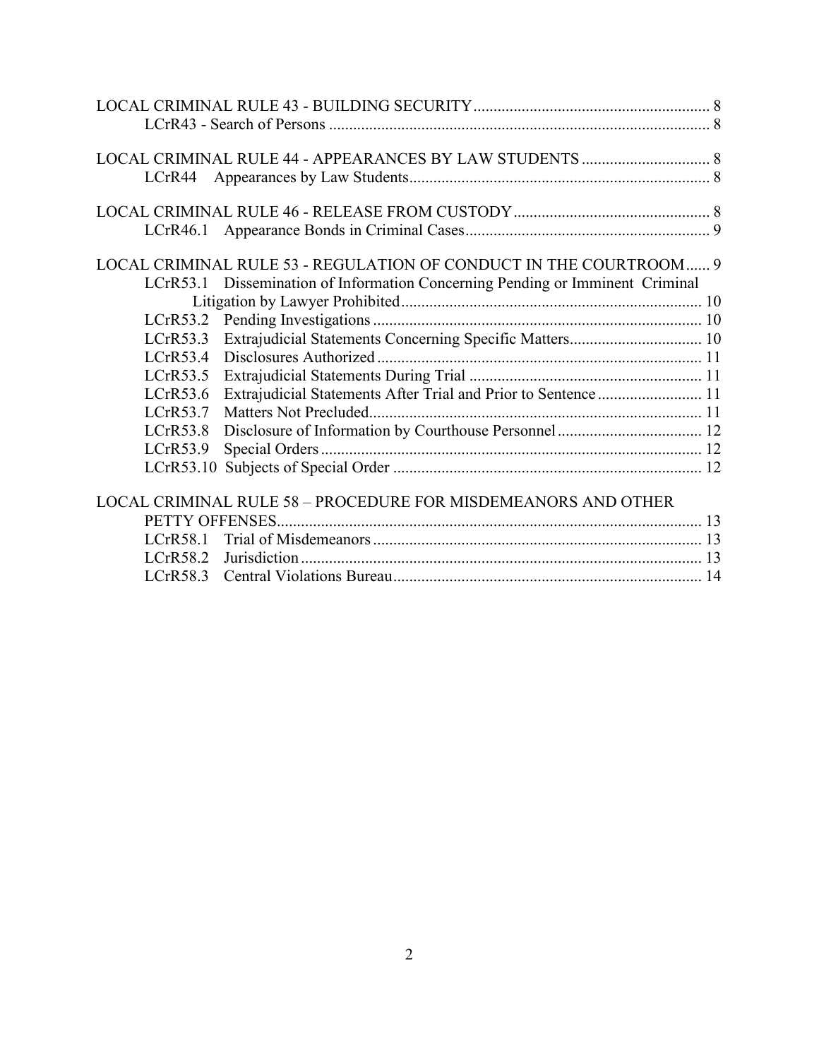LOCAL CRIMINAL RULE 43 - BUILDING SECURITY .......... 8
  LCrR43 - Search of Persons .......... 8

LOCAL CRIMINAL RULE 44 - APPEARANCES BY LAW STUDENTS .......... 8
  LCrR44 Appearances by Law Students .......... 8

LOCAL CRIMINAL RULE 46 - RELEASE FROM CUSTODY .......... 8
  LCrR46.1 Appearance Bonds in Criminal Cases .......... 9

LOCAL CRIMINAL RULE 53 - REGULATION OF CONDUCT IN THE COURTROOM .......... 9
  LCrR53.1 Dissemination of Information Concerning Pending or Imminent Criminal Litigation by Lawyer Prohibited .......... 10
  LCrR53.2 Pending Investigations .......... 10
  LCrR53.3 Extrajudicial Statements Concerning Specific Matters .......... 10
  LCrR53.4 Disclosures Authorized .......... 11
  LCrR53.5 Extrajudicial Statements During Trial .......... 11
  LCrR53.6 Extrajudicial Statements After Trial and Prior to Sentence .......... 11
  LCrR53.7 Matters Not Precluded .......... 11
  LCrR53.8 Disclosure of Information by Courthouse Personnel .......... 12
  LCrR53.9 Special Orders .......... 12
  LCrR53.10 Subjects of Special Order .......... 12

LOCAL CRIMINAL RULE 58 – PROCEDURE FOR MISDEMEANORS AND OTHER PETTY OFFENSES .......... 13
  LCrR58.1 Trial of Misdemeanors .......... 13
  LCrR58.2 Jurisdiction .......... 13
  LCrR58.3 Central Violations Bureau .......... 14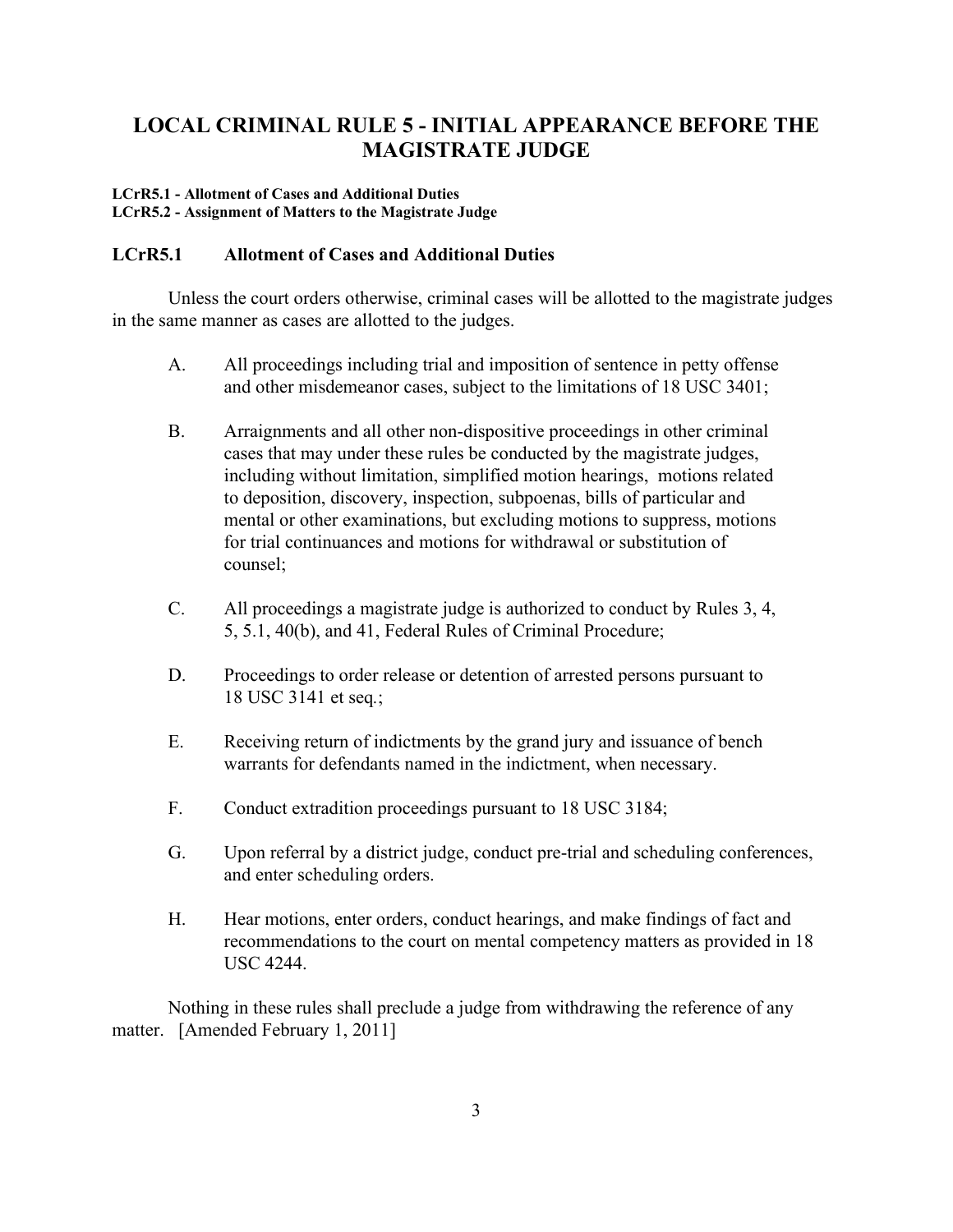# LOCAL CRIMINAL RULE 5 - INITIAL APPEARANCE BEFORE THE MAGISTRATE JUDGE

**LCrR5.1 - Allotment of Cases and Additional Duties**
**LCrR5.2 - Assignment of Matters to the Magistrate Judge**

## LCrR5.1 Allotment of Cases and Additional Duties

Unless the court orders otherwise, criminal cases will be allotted to the magistrate judges in the same manner as cases are allotted to the judges.

A. All proceedings including trial and imposition of sentence in petty offense and other misdemeanor cases, subject to the limitations of 18 USC 3401;

B. Arraignments and all other non-dispositive proceedings in other criminal cases that may under these rules be conducted by the magistrate judges, including without limitation, simplified motion hearings, motions related to deposition, discovery, inspection, subpoenas, bills of particular and mental or other examinations, but excluding motions to suppress, motions for trial continuances and motions for withdrawal or substitution of counsel;

C. All proceedings a magistrate judge is authorized to conduct by Rules 3, 4, 5, 5.1, 40(b), and 41, Federal Rules of Criminal Procedure;

D. Proceedings to order release or detention of arrested persons pursuant to 18 USC 3141 et seq.;

E. Receiving return of indictments by the grand jury and issuance of bench warrants for defendants named in the indictment, when necessary.

F. Conduct extradition proceedings pursuant to 18 USC 3184;

G. Upon referral by a district judge, conduct pre-trial and scheduling conferences, and enter scheduling orders.

H. Hear motions, enter orders, conduct hearings, and make findings of fact and recommendations to the court on mental competency matters as provided in 18 USC 4244.

Nothing in these rules shall preclude a judge from withdrawing the reference of any matter. [Amended February 1, 2011]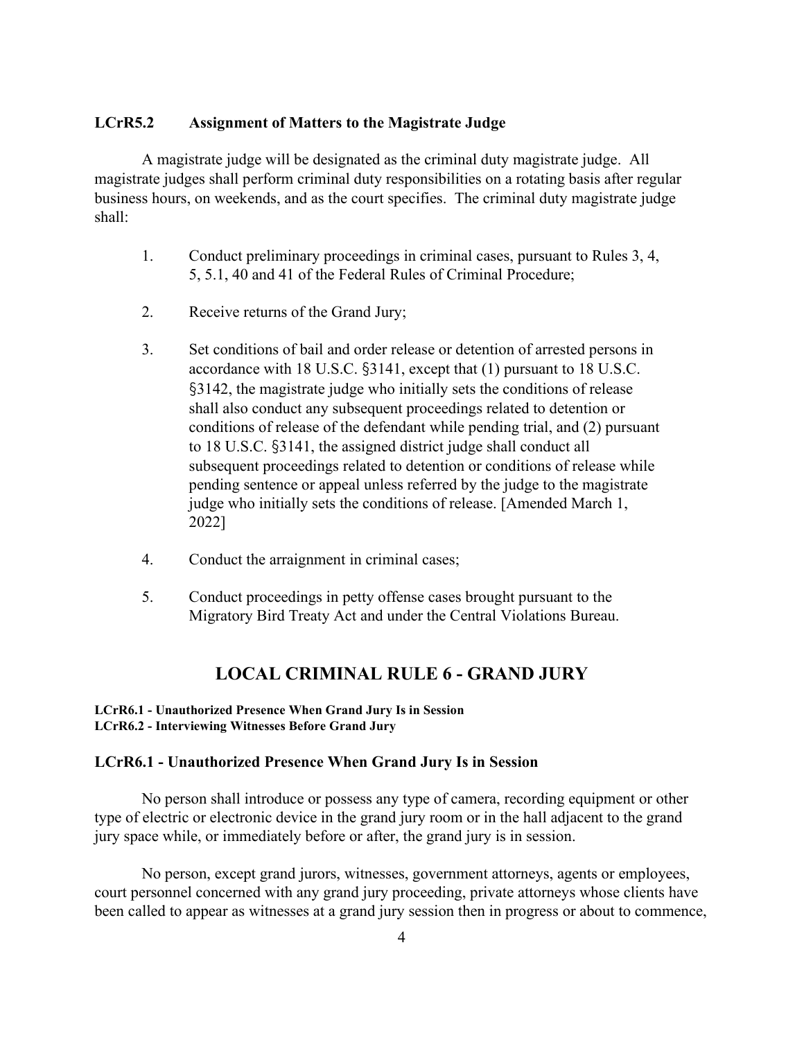### LCrR5.2 Assignment of Matters to the Magistrate Judge

A magistrate judge will be designated as the criminal duty magistrate judge. All magistrate judges shall perform criminal duty responsibilities on a rotating basis after regular business hours, on weekends, and as the court specifies. The criminal duty magistrate judge shall:

1. Conduct preliminary proceedings in criminal cases, pursuant to Rules 3, 4, 5, 5.1, 40 and 41 of the Federal Rules of Criminal Procedure;

2. Receive returns of the Grand Jury;

3. Set conditions of bail and order release or detention of arrested persons in accordance with 18 U.S.C. §3141, except that (1) pursuant to 18 U.S.C. §3142, the magistrate judge who initially sets the conditions of release shall also conduct any subsequent proceedings related to detention or conditions of release of the defendant while pending trial, and (2) pursuant to 18 U.S.C. §3141, the assigned district judge shall conduct all subsequent proceedings related to detention or conditions of release while pending sentence or appeal unless referred by the judge to the magistrate judge who initially sets the conditions of release. [Amended March 1, 2022]

4. Conduct the arraignment in criminal cases;

5. Conduct proceedings in petty offense cases brought pursuant to the Migratory Bird Treaty Act and under the Central Violations Bureau.

## LOCAL CRIMINAL RULE 6 - GRAND JURY

**LCrR6.1 - Unauthorized Presence When Grand Jury Is in Session**
**LCrR6.2 - Interviewing Witnesses Before Grand Jury**

### LCrR6.1 - Unauthorized Presence When Grand Jury Is in Session

No person shall introduce or possess any type of camera, recording equipment or other type of electric or electronic device in the grand jury room or in the hall adjacent to the grand jury space while, or immediately before or after, the grand jury is in session.

No person, except grand jurors, witnesses, government attorneys, agents or employees, court personnel concerned with any grand jury proceeding, private attorneys whose clients have been called to appear as witnesses at a grand jury session then in progress or about to commence,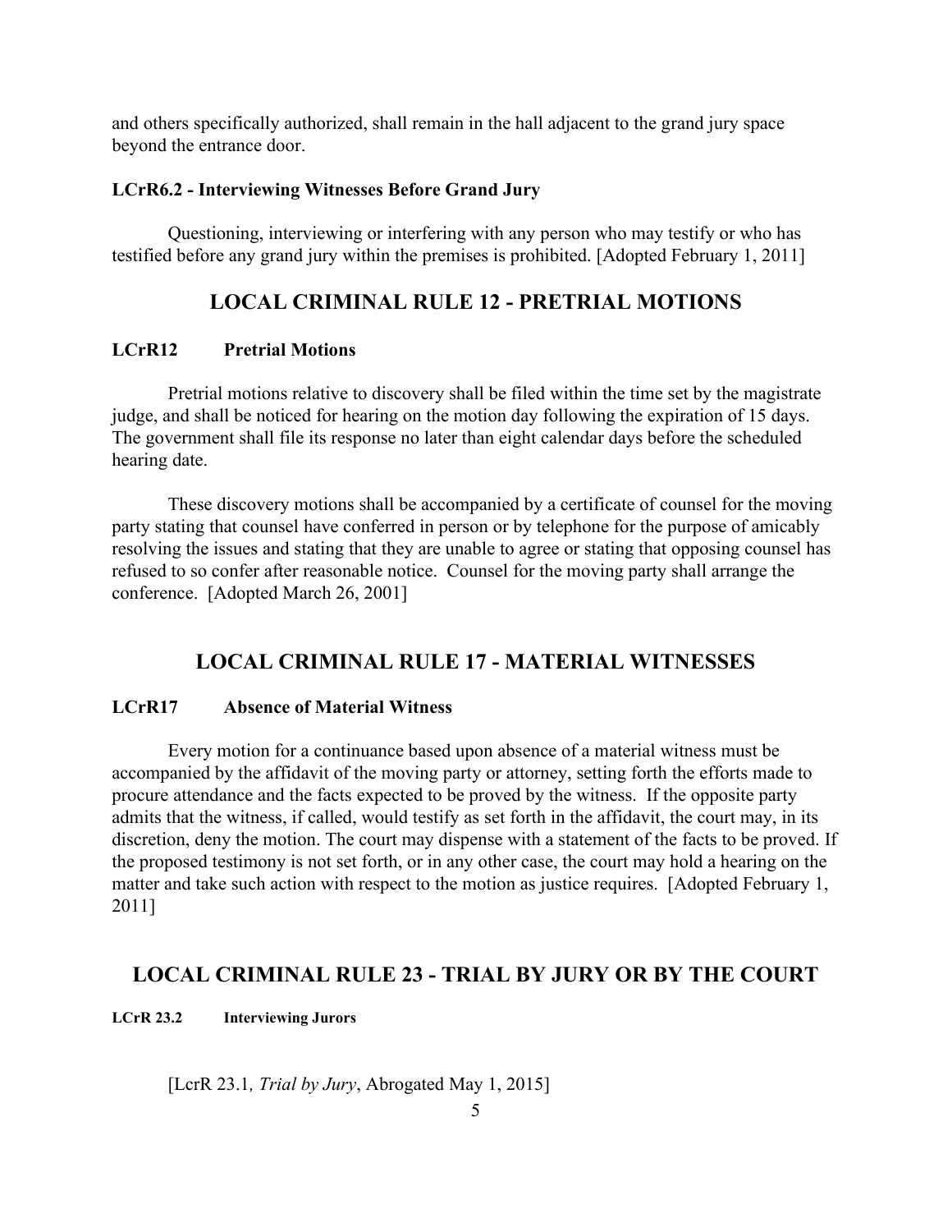and others specifically authorized, shall remain in the hall adjacent to the grand jury space beyond the entrance door.

### LCrR6.2 - Interviewing Witnesses Before Grand Jury

Questioning, interviewing or interfering with any person who may testify or who has testified before any grand jury within the premises is prohibited. [Adopted February 1, 2011]

## LOCAL CRIMINAL RULE 12 - PRETRIAL MOTIONS

### LCrR12 Pretrial Motions

Pretrial motions relative to discovery shall be filed within the time set by the magistrate judge, and shall be noticed for hearing on the motion day following the expiration of 15 days. The government shall file its response no later than eight calendar days before the scheduled hearing date.

These discovery motions shall be accompanied by a certificate of counsel for the moving party stating that counsel have conferred in person or by telephone for the purpose of amicably resolving the issues and stating that they are unable to agree or stating that opposing counsel has refused to so confer after reasonable notice. Counsel for the moving party shall arrange the conference. [Adopted March 26, 2001]

## LOCAL CRIMINAL RULE 17 - MATERIAL WITNESSES

### LCrR17 Absence of Material Witness

Every motion for a continuance based upon absence of a material witness must be accompanied by the affidavit of the moving party or attorney, setting forth the efforts made to procure attendance and the facts expected to be proved by the witness. If the opposite party admits that the witness, if called, would testify as set forth in the affidavit, the court may, in its discretion, deny the motion. The court may dispense with a statement of the facts to be proved. If the proposed testimony is not set forth, or in any other case, the court may hold a hearing on the matter and take such action with respect to the motion as justice requires. [Adopted February 1, 2011]

## LOCAL CRIMINAL RULE 23 - TRIAL BY JURY OR BY THE COURT

### LCrR 23.2 Interviewing Jurors

[LcrR 23.1*, Trial by Jury*, Abrogated May 1, 2015]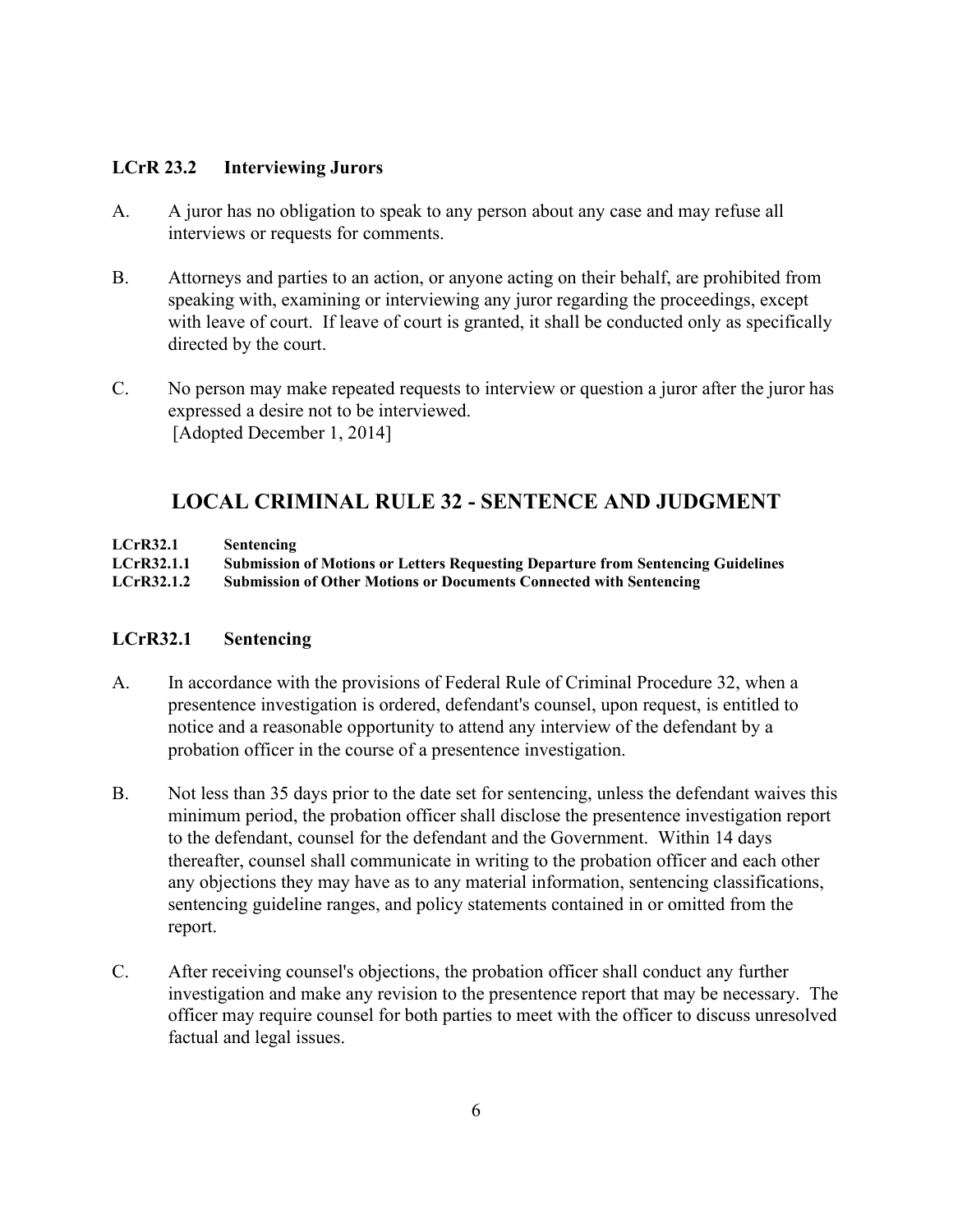### LCrR 23.2 Interviewing Jurors

A. A juror has no obligation to speak to any person about any case and may refuse all interviews or requests for comments.

B. Attorneys and parties to an action, or anyone acting on their behalf, are prohibited from speaking with, examining or interviewing any juror regarding the proceedings, except with leave of court. If leave of court is granted, it shall be conducted only as specifically directed by the court.

C. No person may make repeated requests to interview or question a juror after the juror has expressed a desire not to be interviewed.
[Adopted December 1, 2014]

## LOCAL CRIMINAL RULE 32 - SENTENCE AND JUDGMENT

**LCrR32.1** **Sentencing**
**LCrR32.1.1** **Submission of Motions or Letters Requesting Departure from Sentencing Guidelines**
**LCrR32.1.2** **Submission of Other Motions or Documents Connected with Sentencing**

### LCrR32.1 Sentencing

A. In accordance with the provisions of Federal Rule of Criminal Procedure 32, when a presentence investigation is ordered, defendant's counsel, upon request, is entitled to notice and a reasonable opportunity to attend any interview of the defendant by a probation officer in the course of a presentence investigation.

B. Not less than 35 days prior to the date set for sentencing, unless the defendant waives this minimum period, the probation officer shall disclose the presentence investigation report to the defendant, counsel for the defendant and the Government. Within 14 days thereafter, counsel shall communicate in writing to the probation officer and each other any objections they may have as to any material information, sentencing classifications, sentencing guideline ranges, and policy statements contained in or omitted from the report.

C. After receiving counsel's objections, the probation officer shall conduct any further investigation and make any revision to the presentence report that may be necessary. The officer may require counsel for both parties to meet with the officer to discuss unresolved factual and legal issues.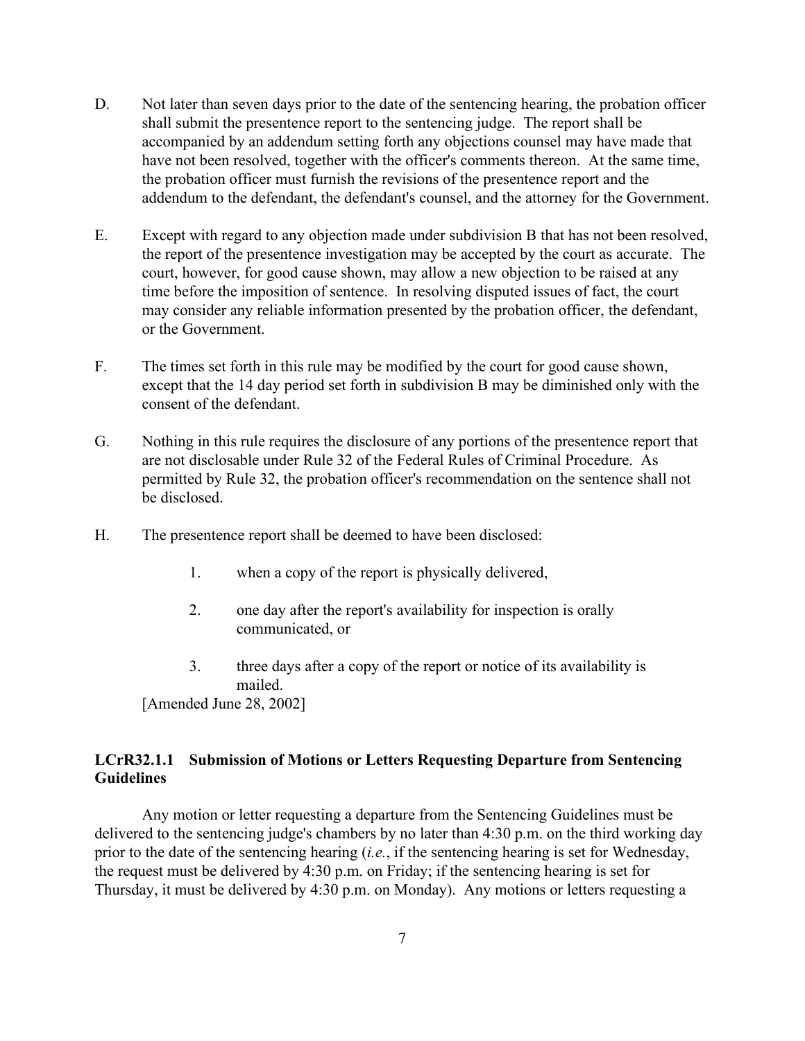D. Not later than seven days prior to the date of the sentencing hearing, the probation officer shall submit the presentence report to the sentencing judge. The report shall be accompanied by an addendum setting forth any objections counsel may have made that have not been resolved, together with the officer's comments thereon. At the same time, the probation officer must furnish the revisions of the presentence report and the addendum to the defendant, the defendant's counsel, and the attorney for the Government.

E. Except with regard to any objection made under subdivision B that has not been resolved, the report of the presentence investigation may be accepted by the court as accurate. The court, however, for good cause shown, may allow a new objection to be raised at any time before the imposition of sentence. In resolving disputed issues of fact, the court may consider any reliable information presented by the probation officer, the defendant, or the Government.

F. The times set forth in this rule may be modified by the court for good cause shown, except that the 14 day period set forth in subdivision B may be diminished only with the consent of the defendant.

G. Nothing in this rule requires the disclosure of any portions of the presentence report that are not disclosable under Rule 32 of the Federal Rules of Criminal Procedure. As permitted by Rule 32, the probation officer's recommendation on the sentence shall not be disclosed.

H. The presentence report shall be deemed to have been disclosed:

   1. when a copy of the report is physically delivered,

   2. one day after the report's availability for inspection is orally communicated, or

   3. three days after a copy of the report or notice of its availability is mailed.

[Amended June 28, 2002]

### LCrR32.1.1 Submission of Motions or Letters Requesting Departure from Sentencing Guidelines

Any motion or letter requesting a departure from the Sentencing Guidelines must be delivered to the sentencing judge's chambers by no later than 4:30 p.m. on the third working day prior to the date of the sentencing hearing (*i.e.*, if the sentencing hearing is set for Wednesday, the request must be delivered by 4:30 p.m. on Friday; if the sentencing hearing is set for Thursday, it must be delivered by 4:30 p.m. on Monday). Any motions or letters requesting a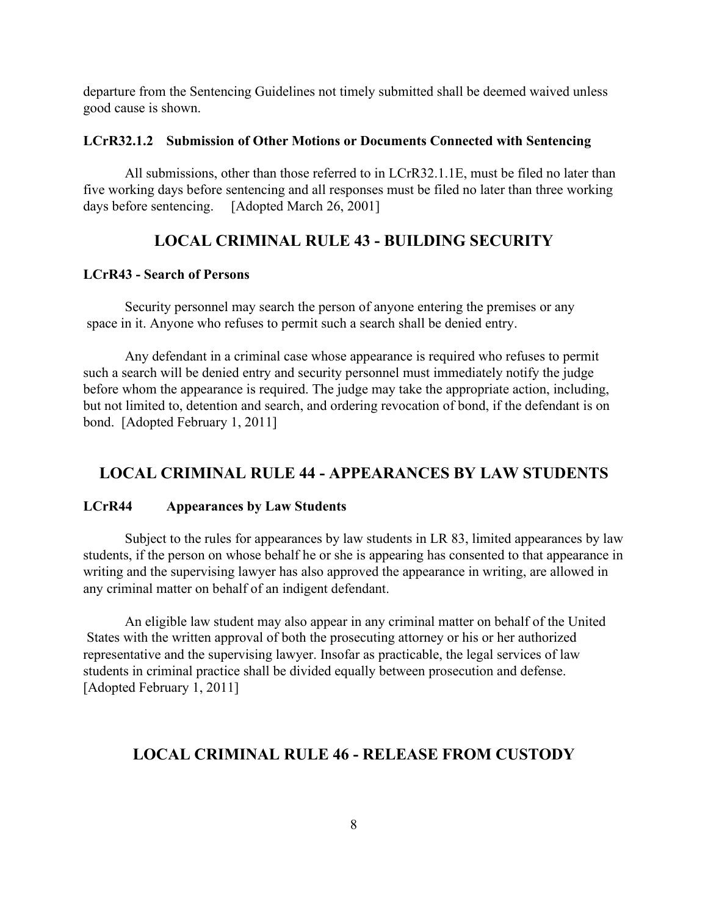departure from the Sentencing Guidelines not timely submitted shall be deemed waived unless good cause is shown.

### LCrR32.1.2 Submission of Other Motions or Documents Connected with Sentencing

All submissions, other than those referred to in LCrR32.1.1E, must be filed no later than five working days before sentencing and all responses must be filed no later than three working days before sentencing. [Adopted March 26, 2001]

## LOCAL CRIMINAL RULE 43 - BUILDING SECURITY

### LCrR43 - Search of Persons

Security personnel may search the person of anyone entering the premises or any space in it. Anyone who refuses to permit such a search shall be denied entry.

Any defendant in a criminal case whose appearance is required who refuses to permit such a search will be denied entry and security personnel must immediately notify the judge before whom the appearance is required. The judge may take the appropriate action, including, but not limited to, detention and search, and ordering revocation of bond, if the defendant is on bond. [Adopted February 1, 2011]

## LOCAL CRIMINAL RULE 44 - APPEARANCES BY LAW STUDENTS

### LCrR44 Appearances by Law Students

Subject to the rules for appearances by law students in LR 83, limited appearances by law students, if the person on whose behalf he or she is appearing has consented to that appearance in writing and the supervising lawyer has also approved the appearance in writing, are allowed in any criminal matter on behalf of an indigent defendant.

An eligible law student may also appear in any criminal matter on behalf of the United States with the written approval of both the prosecuting attorney or his or her authorized representative and the supervising lawyer. Insofar as practicable, the legal services of law students in criminal practice shall be divided equally between prosecution and defense. [Adopted February 1, 2011]

## LOCAL CRIMINAL RULE 46 - RELEASE FROM CUSTODY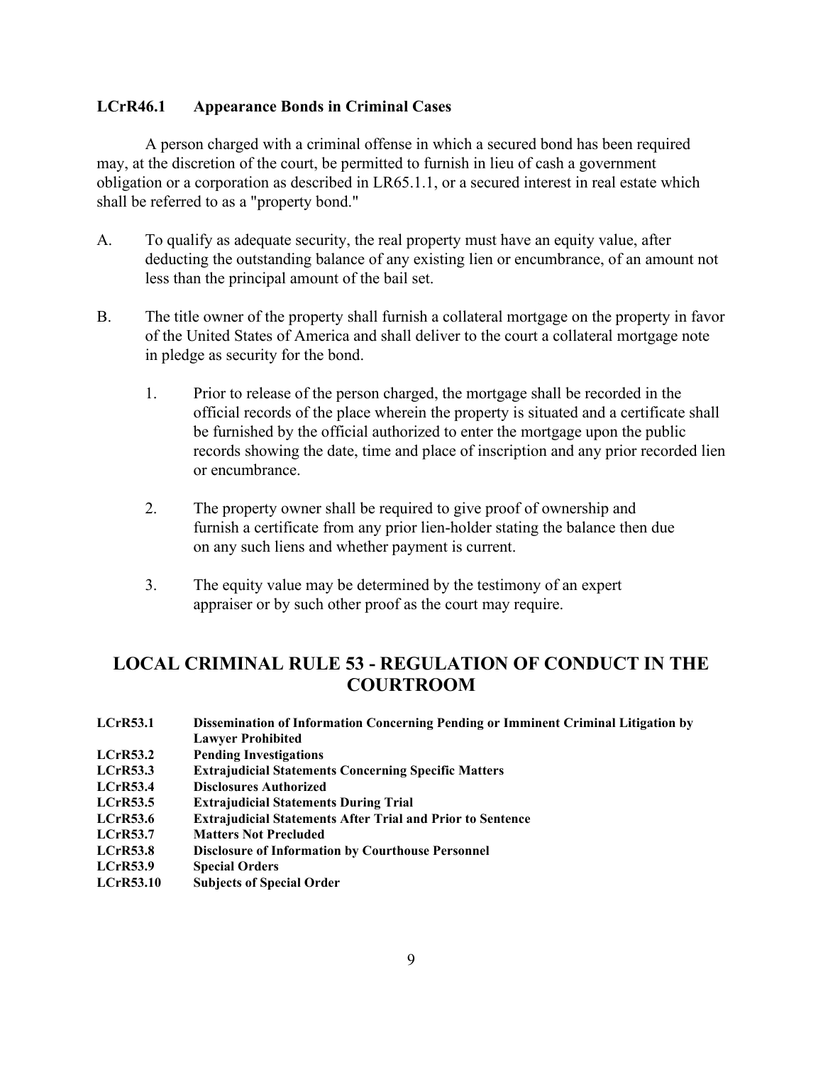**LCrR46.1 Appearance Bonds in Criminal Cases**

A person charged with a criminal offense in which a secured bond has been required may, at the discretion of the court, be permitted to furnish in lieu of cash a government obligation or a corporation as described in LR65.1.1, or a secured interest in real estate which shall be referred to as a "property bond."

A. To qualify as adequate security, the real property must have an equity value, after deducting the outstanding balance of any existing lien or encumbrance, of an amount not less than the principal amount of the bail set.

B. The title owner of the property shall furnish a collateral mortgage on the property in favor of the United States of America and shall deliver to the court a collateral mortgage note in pledge as security for the bond.

   1. Prior to release of the person charged, the mortgage shall be recorded in the official records of the place wherein the property is situated and a certificate shall be furnished by the official authorized to enter the mortgage upon the public records showing the date, time and place of inscription and any prior recorded lien or encumbrance.

   2. The property owner shall be required to give proof of ownership and furnish a certificate from any prior lien-holder stating the balance then due on any such liens and whether payment is current.

   3. The equity value may be determined by the testimony of an expert appraiser or by such other proof as the court may require.

## LOCAL CRIMINAL RULE 53 - REGULATION OF CONDUCT IN THE COURTROOM

**LCrR53.1 Dissemination of Information Concerning Pending or Imminent Criminal Litigation by Lawyer Prohibited**
**LCrR53.2 Pending Investigations**
**LCrR53.3 Extrajudicial Statements Concerning Specific Matters**
**LCrR53.4 Disclosures Authorized**
**LCrR53.5 Extrajudicial Statements During Trial**
**LCrR53.6 Extrajudicial Statements After Trial and Prior to Sentence**
**LCrR53.7 Matters Not Precluded**
**LCrR53.8 Disclosure of Information by Courthouse Personnel**
**LCrR53.9 Special Orders**
**LCrR53.10 Subjects of Special Order**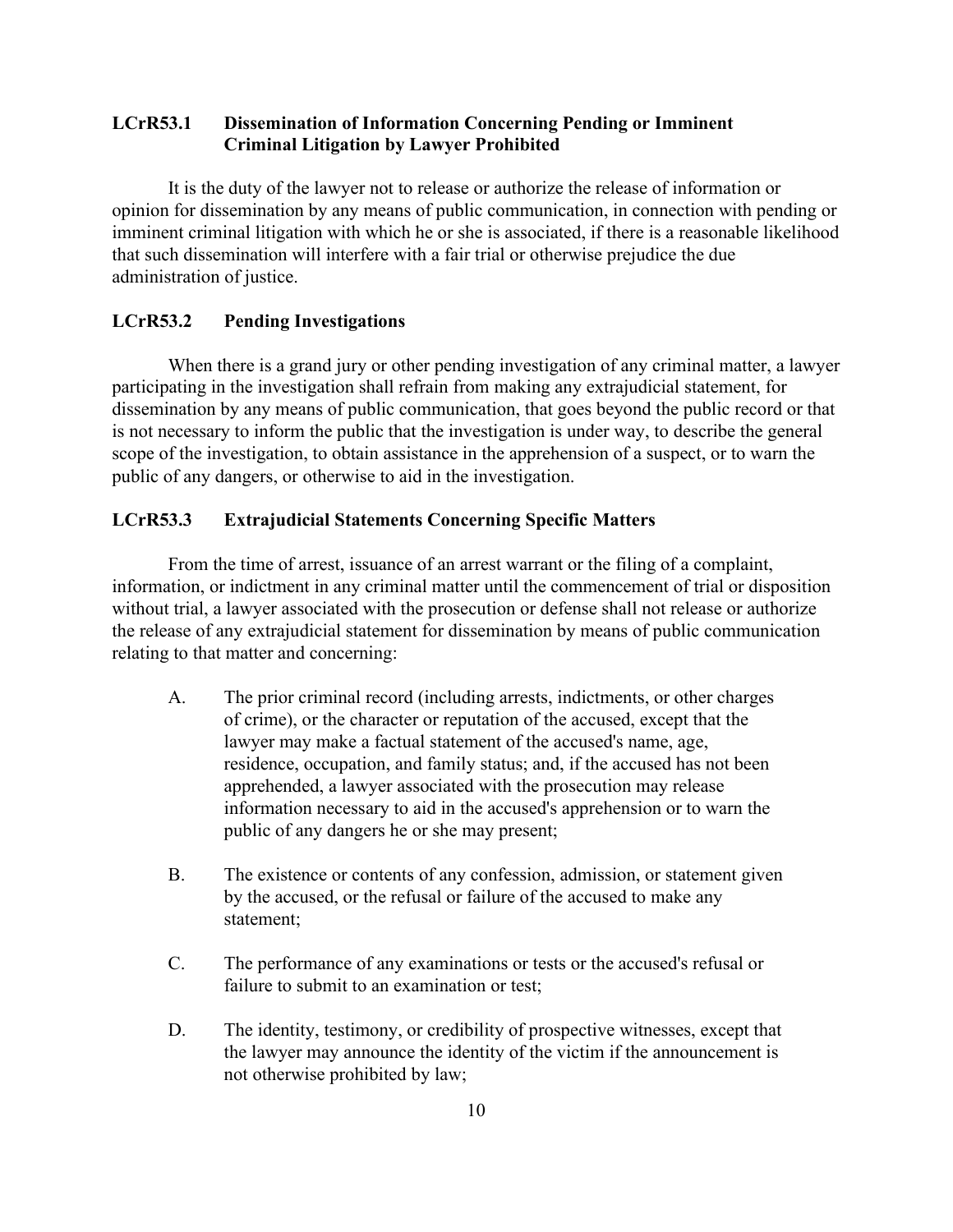### LCrR53.1 Dissemination of Information Concerning Pending or Imminent Criminal Litigation by Lawyer Prohibited

It is the duty of the lawyer not to release or authorize the release of information or opinion for dissemination by any means of public communication, in connection with pending or imminent criminal litigation with which he or she is associated, if there is a reasonable likelihood that such dissemination will interfere with a fair trial or otherwise prejudice the due administration of justice.

### LCrR53.2 Pending Investigations

When there is a grand jury or other pending investigation of any criminal matter, a lawyer participating in the investigation shall refrain from making any extrajudicial statement, for dissemination by any means of public communication, that goes beyond the public record or that is not necessary to inform the public that the investigation is under way, to describe the general scope of the investigation, to obtain assistance in the apprehension of a suspect, or to warn the public of any dangers, or otherwise to aid in the investigation.

### LCrR53.3 Extrajudicial Statements Concerning Specific Matters

From the time of arrest, issuance of an arrest warrant or the filing of a complaint, information, or indictment in any criminal matter until the commencement of trial or disposition without trial, a lawyer associated with the prosecution or defense shall not release or authorize the release of any extrajudicial statement for dissemination by means of public communication relating to that matter and concerning:

A. The prior criminal record (including arrests, indictments, or other charges of crime), or the character or reputation of the accused, except that the lawyer may make a factual statement of the accused's name, age, residence, occupation, and family status; and, if the accused has not been apprehended, a lawyer associated with the prosecution may release information necessary to aid in the accused's apprehension or to warn the public of any dangers he or she may present;

B. The existence or contents of any confession, admission, or statement given by the accused, or the refusal or failure of the accused to make any statement;

C. The performance of any examinations or tests or the accused's refusal or failure to submit to an examination or test;

D. The identity, testimony, or credibility of prospective witnesses, except that the lawyer may announce the identity of the victim if the announcement is not otherwise prohibited by law;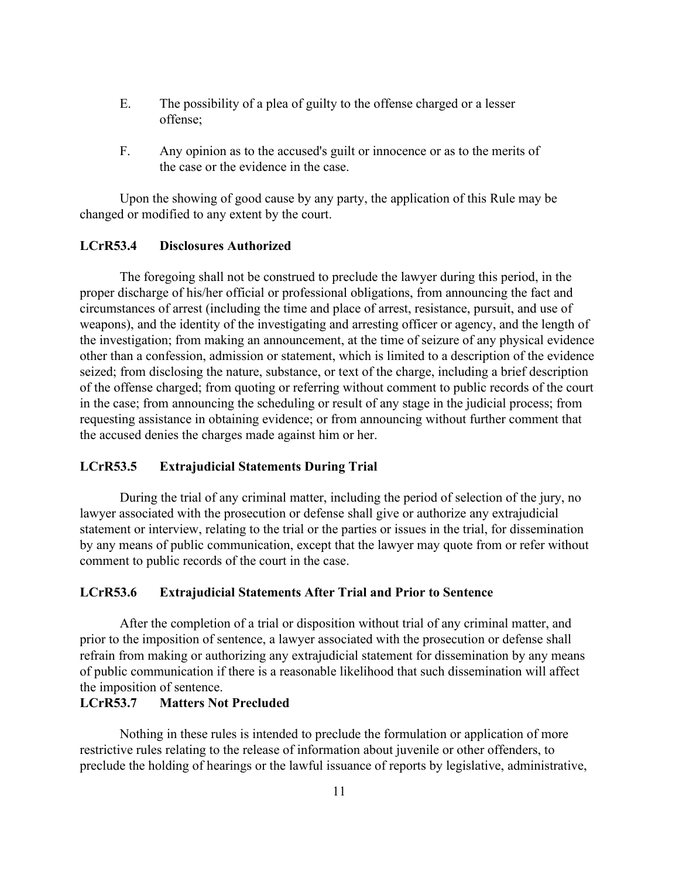E. The possibility of a plea of guilty to the offense charged or a lesser offense;

F. Any opinion as to the accused's guilt or innocence or as to the merits of the case or the evidence in the case.

Upon the showing of good cause by any party, the application of this Rule may be changed or modified to any extent by the court.

**LCrR53.4 Disclosures Authorized**

The foregoing shall not be construed to preclude the lawyer during this period, in the proper discharge of his/her official or professional obligations, from announcing the fact and circumstances of arrest (including the time and place of arrest, resistance, pursuit, and use of weapons), and the identity of the investigating and arresting officer or agency, and the length of the investigation; from making an announcement, at the time of seizure of any physical evidence other than a confession, admission or statement, which is limited to a description of the evidence seized; from disclosing the nature, substance, or text of the charge, including a brief description of the offense charged; from quoting or referring without comment to public records of the court in the case; from announcing the scheduling or result of any stage in the judicial process; from requesting assistance in obtaining evidence; or from announcing without further comment that the accused denies the charges made against him or her.

**LCrR53.5 Extrajudicial Statements During Trial**

During the trial of any criminal matter, including the period of selection of the jury, no lawyer associated with the prosecution or defense shall give or authorize any extrajudicial statement or interview, relating to the trial or the parties or issues in the trial, for dissemination by any means of public communication, except that the lawyer may quote from or refer without comment to public records of the court in the case.

**LCrR53.6 Extrajudicial Statements After Trial and Prior to Sentence**

After the completion of a trial or disposition without trial of any criminal matter, and prior to the imposition of sentence, a lawyer associated with the prosecution or defense shall refrain from making or authorizing any extrajudicial statement for dissemination by any means of public communication if there is a reasonable likelihood that such dissemination will affect the imposition of sentence.

**LCrR53.7 Matters Not Precluded**

Nothing in these rules is intended to preclude the formulation or application of more restrictive rules relating to the release of information about juvenile or other offenders, to preclude the holding of hearings or the lawful issuance of reports by legislative, administrative,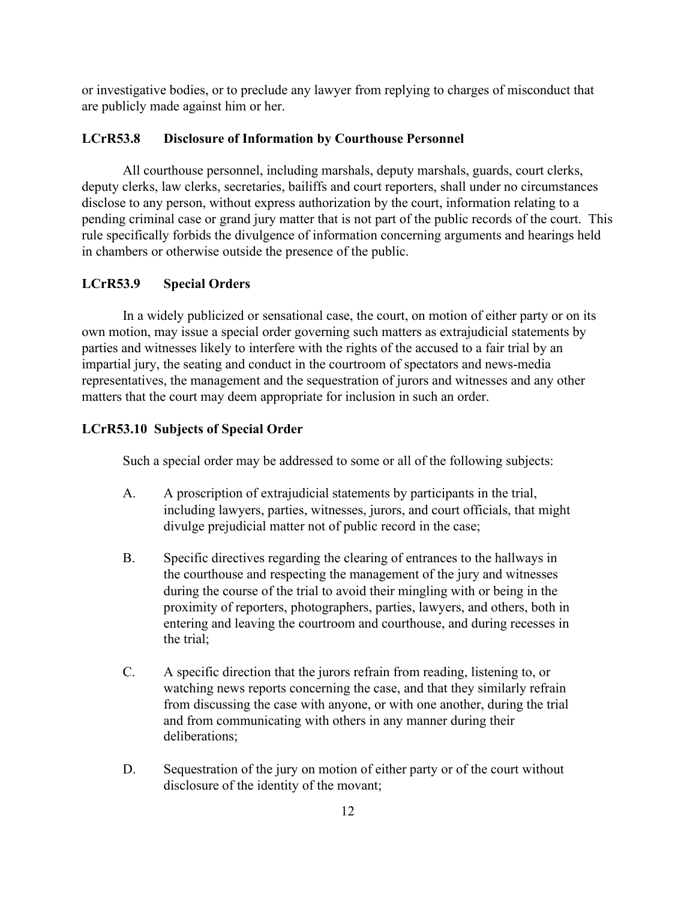or investigative bodies, or to preclude any lawyer from replying to charges of misconduct that are publicly made against him or her.

### LCrR53.8 Disclosure of Information by Courthouse Personnel

All courthouse personnel, including marshals, deputy marshals, guards, court clerks, deputy clerks, law clerks, secretaries, bailiffs and court reporters, shall under no circumstances disclose to any person, without express authorization by the court, information relating to a pending criminal case or grand jury matter that is not part of the public records of the court. This rule specifically forbids the divulgence of information concerning arguments and hearings held in chambers or otherwise outside the presence of the public.

### LCrR53.9 Special Orders

In a widely publicized or sensational case, the court, on motion of either party or on its own motion, may issue a special order governing such matters as extrajudicial statements by parties and witnesses likely to interfere with the rights of the accused to a fair trial by an impartial jury, the seating and conduct in the courtroom of spectators and news-media representatives, the management and the sequestration of jurors and witnesses and any other matters that the court may deem appropriate for inclusion in such an order.

### LCrR53.10 Subjects of Special Order

Such a special order may be addressed to some or all of the following subjects:

A. A proscription of extrajudicial statements by participants in the trial, including lawyers, parties, witnesses, jurors, and court officials, that might divulge prejudicial matter not of public record in the case;

B. Specific directives regarding the clearing of entrances to the hallways in the courthouse and respecting the management of the jury and witnesses during the course of the trial to avoid their mingling with or being in the proximity of reporters, photographers, parties, lawyers, and others, both in entering and leaving the courtroom and courthouse, and during recesses in the trial;

C. A specific direction that the jurors refrain from reading, listening to, or watching news reports concerning the case, and that they similarly refrain from discussing the case with anyone, or with one another, during the trial and from communicating with others in any manner during their deliberations;

D. Sequestration of the jury on motion of either party or of the court without disclosure of the identity of the movant;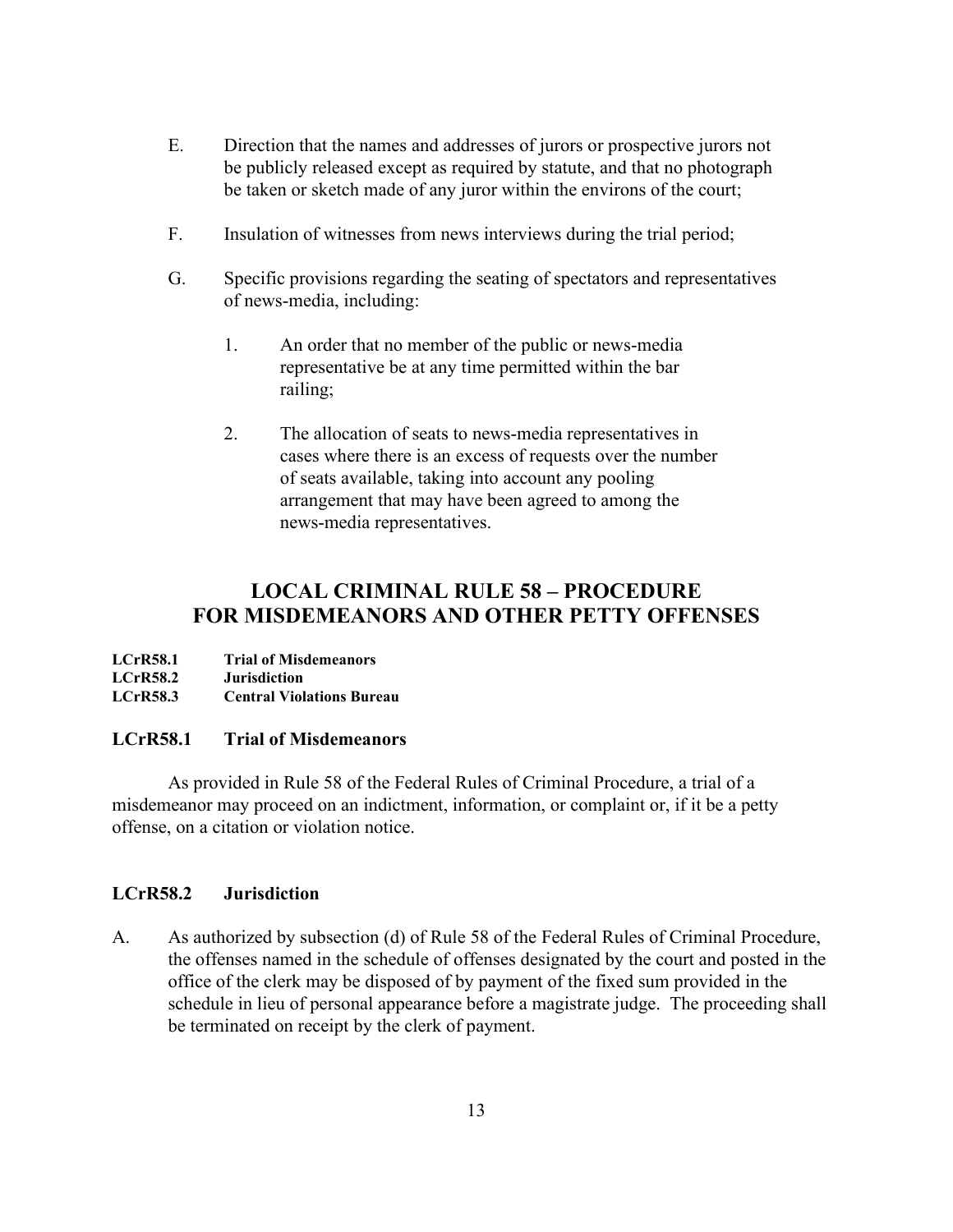E. Direction that the names and addresses of jurors or prospective jurors not be publicly released except as required by statute, and that no photograph be taken or sketch made of any juror within the environs of the court;

F. Insulation of witnesses from news interviews during the trial period;

G. Specific provisions regarding the seating of spectators and representatives of news-media, including:

   1. An order that no member of the public or news-media representative be at any time permitted within the bar railing;

   2. The allocation of seats to news-media representatives in cases where there is an excess of requests over the number of seats available, taking into account any pooling arrangement that may have been agreed to among the news-media representatives.

# LOCAL CRIMINAL RULE 58 – PROCEDURE FOR MISDEMEANORS AND OTHER PETTY OFFENSES

**LCrR58.1 Trial of Misdemeanors**
**LCrR58.2 Jurisdiction**
**LCrR58.3 Central Violations Bureau**

## LCrR58.1 Trial of Misdemeanors

As provided in Rule 58 of the Federal Rules of Criminal Procedure, a trial of a misdemeanor may proceed on an indictment, information, or complaint or, if it be a petty offense, on a citation or violation notice.

## LCrR58.2 Jurisdiction

A. As authorized by subsection (d) of Rule 58 of the Federal Rules of Criminal Procedure, the offenses named in the schedule of offenses designated by the court and posted in the office of the clerk may be disposed of by payment of the fixed sum provided in the schedule in lieu of personal appearance before a magistrate judge. The proceeding shall be terminated on receipt by the clerk of payment.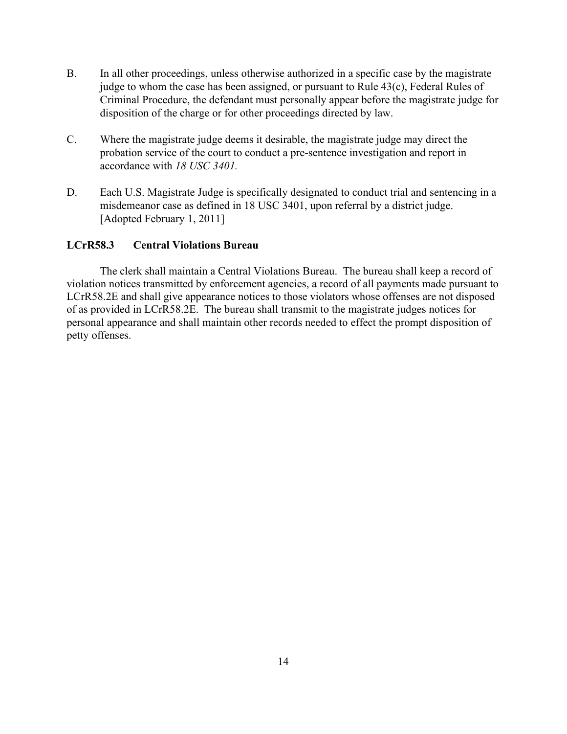B. In all other proceedings, unless otherwise authorized in a specific case by the magistrate judge to whom the case has been assigned, or pursuant to Rule 43(c), Federal Rules of Criminal Procedure, the defendant must personally appear before the magistrate judge for disposition of the charge or for other proceedings directed by law.

C. Where the magistrate judge deems it desirable, the magistrate judge may direct the probation service of the court to conduct a pre-sentence investigation and report in accordance with *18 USC 3401.*

D. Each U.S. Magistrate Judge is specifically designated to conduct trial and sentencing in a misdemeanor case as defined in 18 USC 3401, upon referral by a district judge. [Adopted February 1, 2011]

### LCrR58.3 Central Violations Bureau

The clerk shall maintain a Central Violations Bureau. The bureau shall keep a record of violation notices transmitted by enforcement agencies, a record of all payments made pursuant to LCrR58.2E and shall give appearance notices to those violators whose offenses are not disposed of as provided in LCrR58.2E. The bureau shall transmit to the magistrate judges notices for personal appearance and shall maintain other records needed to effect the prompt disposition of petty offenses.